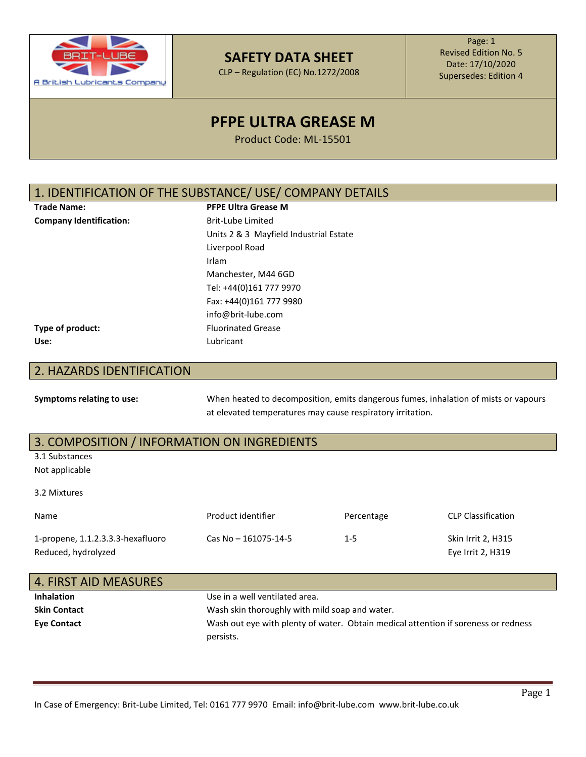| BRIT-LUBE A British Lubricants Company | **SAFETY DATA SHEET** CLP – Regulation (EC) No.1272/2008 | Page: 1 Revised Edition No. 5 Date: 17/10/2020 Supersedes: Edition 4 |
|---|---|---|

# PFPE ULTRA GREASE M

Product Code: ML-15501

## 1. IDENTIFICATION OF THE SUBSTANCE/ USE/ COMPANY DETAILS

**Trade Name:** **PFPE Ultra Grease M**

**Company Identification:** Brit-Lube Limited
Units 2 & 3 Mayfield Industrial Estate
Liverpool Road
Irlam
Manchester, M44 6GD
Tel: +44(0)161 777 9970
Fax: +44(0)161 777 9980
info@brit-lube.com

**Type of product:** Fluorinated Grease

**Use:** Lubricant

## 2. HAZARDS IDENTIFICATION

**Symptoms relating to use:** When heated to decomposition, emits dangerous fumes, inhalation of mists or vapours at elevated temperatures may cause respiratory irritation.

## 3. COMPOSITION / INFORMATION ON INGREDIENTS

3.1 Substances
Not applicable

3.2 Mixtures

| Name | Product identifier | Percentage | CLP Classification |
|---|---|---|---|
| 1-propene, 1.1.2.3.3.3-hexafluoro Reduced, hydrolyzed | Cas No – 161075-14-5 | 1-5 | Skin Irrit 2, H315 Eye Irrit 2, H319 |

## 4. FIRST AID MEASURES

**Inhalation** Use in a well ventilated area.

**Skin Contact** Wash skin thoroughly with mild soap and water.

**Eye Contact** Wash out eye with plenty of water. Obtain medical attention if soreness or redness persists.

In Case of Emergency: Brit-Lube Limited, Tel: 0161 777 9970 Email: info@brit-lube.com www.brit-lube.co.uk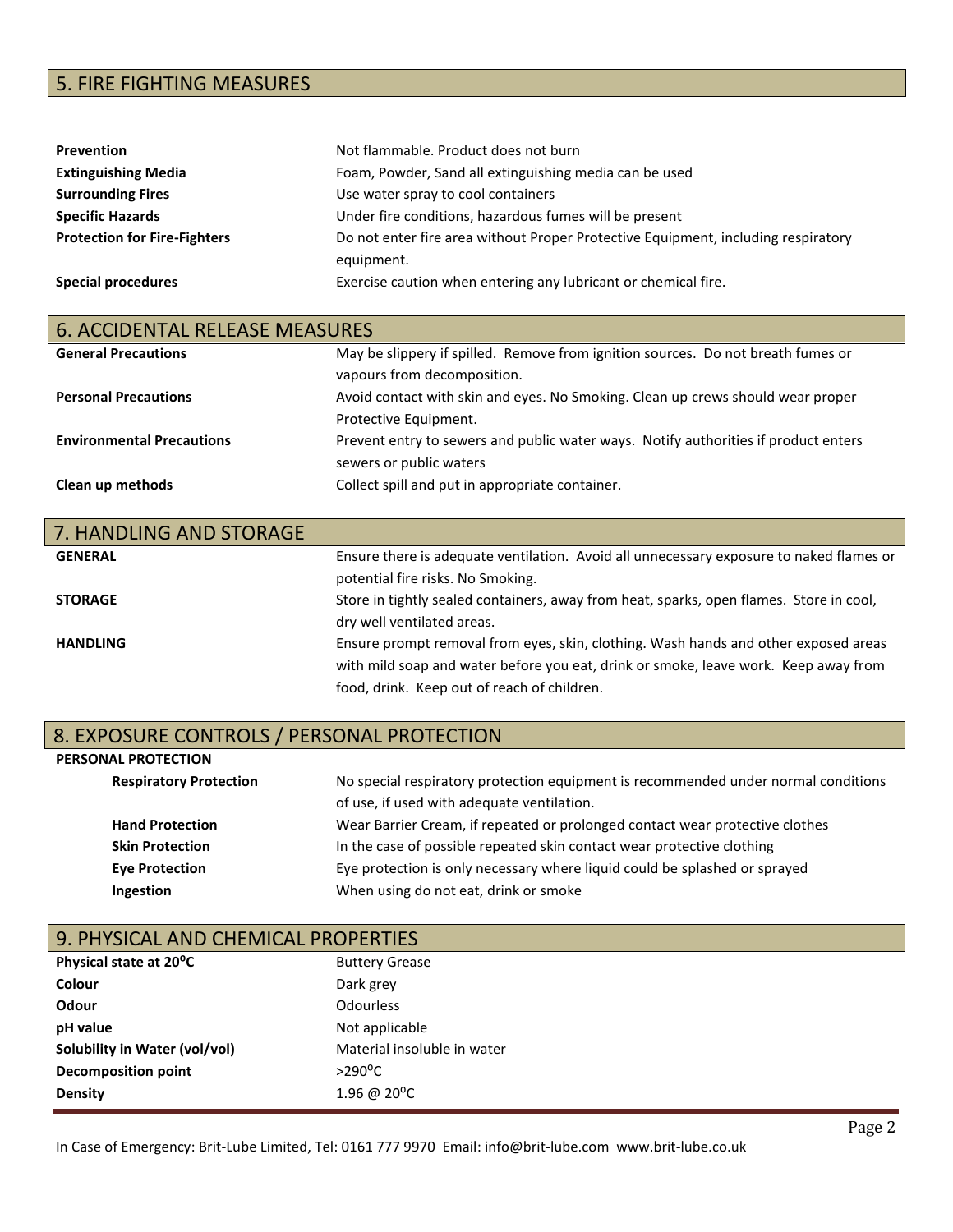## 5. FIRE FIGHTING MEASURES

| | |
|---|---|
| **Prevention** | Not flammable. Product does not burn |
| **Extinguishing Media** | Foam, Powder, Sand all extinguishing media can be used |
| **Surrounding Fires** | Use water spray to cool containers |
| **Specific Hazards** | Under fire conditions, hazardous fumes will be present |
| **Protection for Fire-Fighters** | Do not enter fire area without Proper Protective Equipment, including respiratory equipment. |
| **Special procedures** | Exercise caution when entering any lubricant or chemical fire. |

## 6. ACCIDENTAL RELEASE MEASURES

| | |
|---|---|
| **General Precautions** | May be slippery if spilled. Remove from ignition sources. Do not breath fumes or vapours from decomposition. |
| **Personal Precautions** | Avoid contact with skin and eyes. No Smoking. Clean up crews should wear proper Protective Equipment. |
| **Environmental Precautions** | Prevent entry to sewers and public water ways. Notify authorities if product enters sewers or public waters |
| **Clean up methods** | Collect spill and put in appropriate container. |

## 7. HANDLING AND STORAGE

| | |
|---|---|
| **GENERAL** | Ensure there is adequate ventilation. Avoid all unnecessary exposure to naked flames or potential fire risks. No Smoking. |
| **STORAGE** | Store in tightly sealed containers, away from heat, sparks, open flames. Store in cool, dry well ventilated areas. |
| **HANDLING** | Ensure prompt removal from eyes, skin, clothing. Wash hands and other exposed areas with mild soap and water before you eat, drink or smoke, leave work. Keep away from food, drink. Keep out of reach of children. |

## 8. EXPOSURE CONTROLS / PERSONAL PROTECTION

**PERSONAL PROTECTION**

| | |
|---|---|
| **Respiratory Protection** | No special respiratory protection equipment is recommended under normal conditions of use, if used with adequate ventilation. |
| **Hand Protection** | Wear Barrier Cream, if repeated or prolonged contact wear protective clothes |
| **Skin Protection** | In the case of possible repeated skin contact wear protective clothing |
| **Eye Protection** | Eye protection is only necessary where liquid could be splashed or sprayed |
| **Ingestion** | When using do not eat, drink or smoke |

## 9. PHYSICAL AND CHEMICAL PROPERTIES

| | |
|---|---|
| **Physical state at 20$^{o}$C** | Buttery Grease |
| **Colour** | Dark grey |
| **Odour** | Odourless |
| **pH value** | Not applicable |
| **Solubility in Water (vol/vol)** | Material insoluble in water |
| **Decomposition point** | >290$^{o}$C |
| **Density** | 1.96 @ 20$^{o}$C |

In Case of Emergency: Brit-Lube Limited, Tel: 0161 777 9970 Email: info@brit-lube.com www.brit-lube.co.uk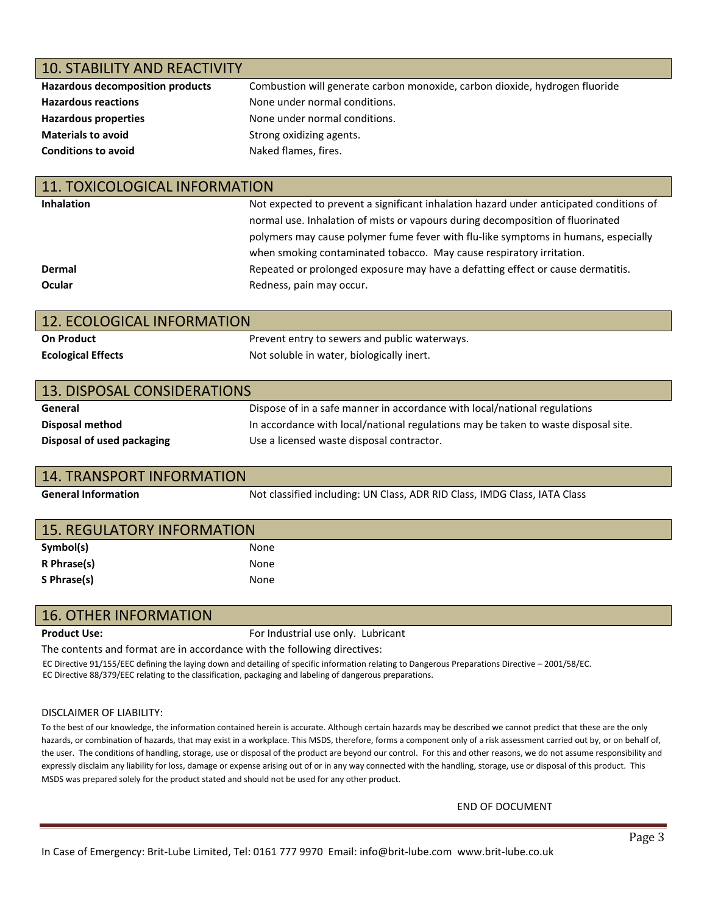## 10. STABILITY AND REACTIVITY

| | |
|---|---|
| **Hazardous decomposition products** | Combustion will generate carbon monoxide, carbon dioxide, hydrogen fluoride |
| **Hazardous reactions** | None under normal conditions. |
| **Hazardous properties** | None under normal conditions. |
| **Materials to avoid** | Strong oxidizing agents. |
| **Conditions to avoid** | Naked flames, fires. |

## 11. TOXICOLOGICAL INFORMATION

| | |
|---|---|
| **Inhalation** | Not expected to prevent a significant inhalation hazard under anticipated conditions of normal use. Inhalation of mists or vapours during decomposition of fluorinated polymers may cause polymer fume fever with flu-like symptoms in humans, especially when smoking contaminated tobacco. May cause respiratory irritation. |
| **Dermal** | Repeated or prolonged exposure may have a defatting effect or cause dermatitis. |
| **Ocular** | Redness, pain may occur. |

## 12. ECOLOGICAL INFORMATION

| | |
|---|---|
| **On Product** | Prevent entry to sewers and public waterways. |
| **Ecological Effects** | Not soluble in water, biologically inert. |

## 13. DISPOSAL CONSIDERATIONS

| | |
|---|---|
| **General** | Dispose of in a safe manner in accordance with local/national regulations |
| **Disposal method** | In accordance with local/national regulations may be taken to waste disposal site. |
| **Disposal of used packaging** | Use a licensed waste disposal contractor. |

## 14. TRANSPORT INFORMATION

| | |
|---|---|
| **General Information** | Not classified including: UN Class, ADR RID Class, IMDG Class, IATA Class |

## 15. REGULATORY INFORMATION

| | |
|---|---|
| **Symbol(s)** | None |
| **R Phrase(s)** | None |
| **S Phrase(s)** | None |

## 16. OTHER INFORMATION

**Product Use:** For Industrial use only. Lubricant

The contents and format are in accordance with the following directives:

EC Directive 91/155/EEC defining the laying down and detailing of specific information relating to Dangerous Preparations Directive – 2001/58/EC.
EC Directive 88/379/EEC relating to the classification, packaging and labeling of dangerous preparations.

DISCLAIMER OF LIABILITY:

To the best of our knowledge, the information contained herein is accurate. Although certain hazards may be described we cannot predict that these are the only hazards, or combination of hazards, that may exist in a workplace. This MSDS, therefore, forms a component only of a risk assessment carried out by, or on behalf of, the user. The conditions of handling, storage, use or disposal of the product are beyond our control. For this and other reasons, we do not assume responsibility and expressly disclaim any liability for loss, damage or expense arising out of or in any way connected with the handling, storage, use or disposal of this product. This MSDS was prepared solely for the product stated and should not be used for any other product.

END OF DOCUMENT

In Case of Emergency: Brit-Lube Limited, Tel: 0161 777 9970 Email: info@brit-lube.com www.brit-lube.co.uk